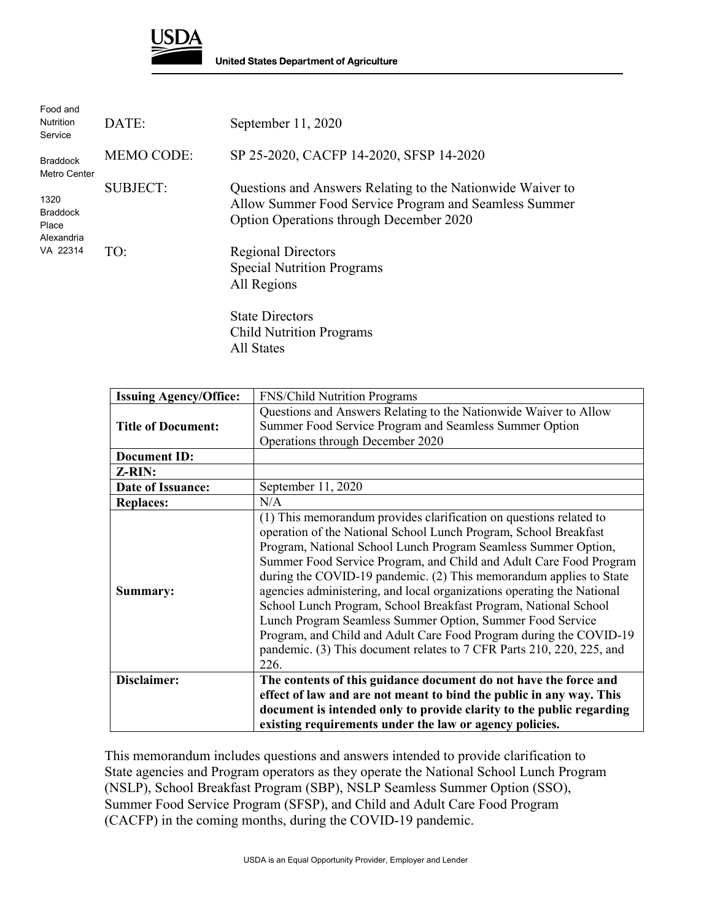**USDA**

**United States Department of Agriculture**

Food and Nutrition Service

Braddock Metro Center

1320 Braddock Place Alexandria VA 22314

DATE: September 11, 2020

MEMO CODE: SP 25-2020, CACFP 14-2020, SFSP 14-2020

SUBJECT: Questions and Answers Relating to the Nationwide Waiver to Allow Summer Food Service Program and Seamless Summer Option Operations through December 2020

TO: Regional Directors
Special Nutrition Programs
All Regions

State Directors
Child Nutrition Programs
All States

| **Issuing Agency/Office:** | FNS/Child Nutrition Programs |
|---|---|
| **Title of Document:** | Questions and Answers Relating to the Nationwide Waiver to Allow Summer Food Service Program and Seamless Summer Option Operations through December 2020 |
| **Document ID:** | |
| **Z-RIN:** | |
| **Date of Issuance:** | September 11, 2020 |
| **Replaces:** | N/A |
| **Summary:** | (1) This memorandum provides clarification on questions related to operation of the National School Lunch Program, School Breakfast Program, National School Lunch Program Seamless Summer Option, Summer Food Service Program, and Child and Adult Care Food Program during the COVID-19 pandemic. (2) This memorandum applies to State agencies administering, and local organizations operating the National School Lunch Program, School Breakfast Program, National School Lunch Program Seamless Summer Option, Summer Food Service Program, and Child and Adult Care Food Program during the COVID-19 pandemic. (3) This document relates to 7 CFR Parts 210, 220, 225, and 226. |
| **Disclaimer:** | **The contents of this guidance document do not have the force and effect of law and are not meant to bind the public in any way. This document is intended only to provide clarity to the public regarding existing requirements under the law or agency policies.** |

This memorandum includes questions and answers intended to provide clarification to State agencies and Program operators as they operate the National School Lunch Program (NSLP), School Breakfast Program (SBP), NSLP Seamless Summer Option (SSO), Summer Food Service Program (SFSP), and Child and Adult Care Food Program (CACFP) in the coming months, during the COVID-19 pandemic.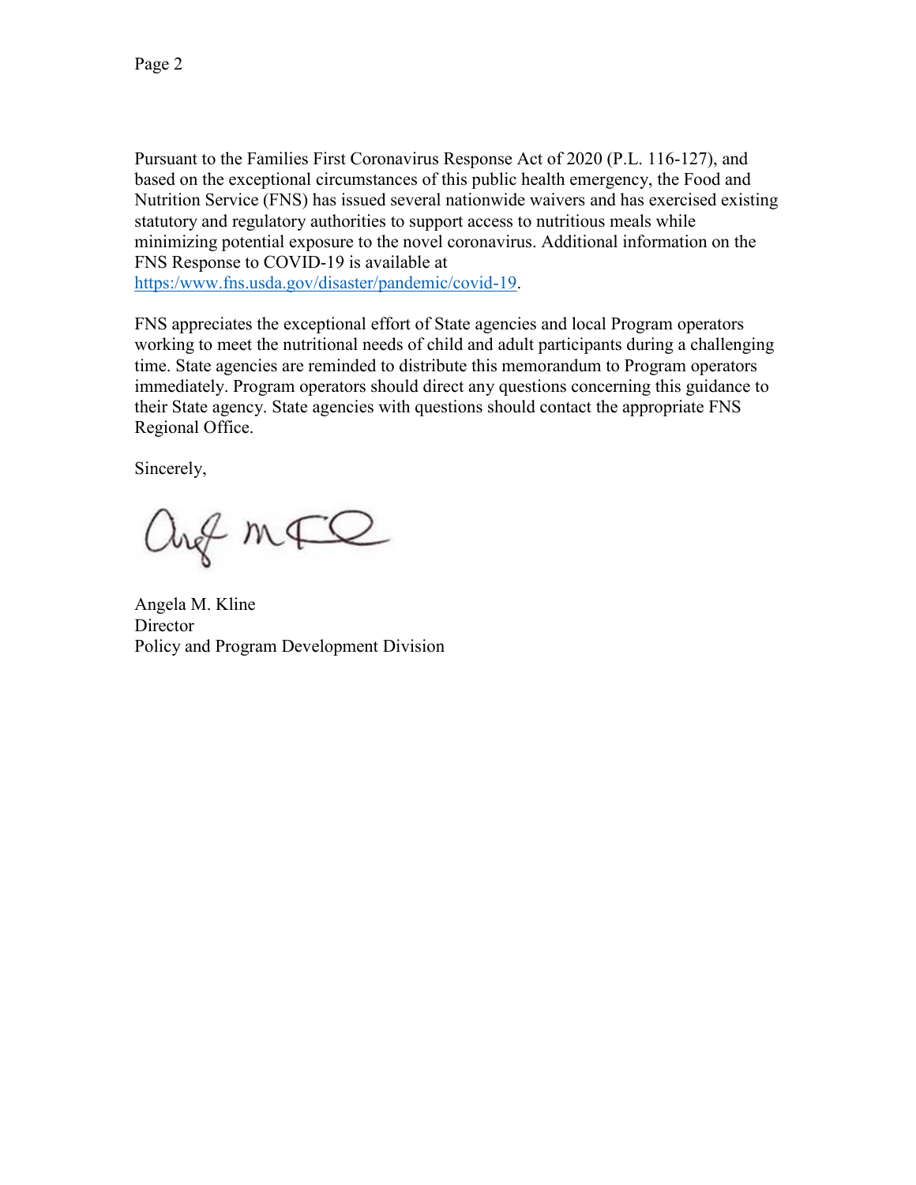Pursuant to the Families First Coronavirus Response Act of 2020 (P.L. 116-127), and based on the exceptional circumstances of this public health emergency, the Food and Nutrition Service (FNS) has issued several nationwide waivers and has exercised existing statutory and regulatory authorities to support access to nutritious meals while minimizing potential exposure to the novel coronavirus. Additional information on the FNS Response to COVID-19 is available at https:/www.fns.usda.gov/disaster/pandemic/covid-19.

FNS appreciates the exceptional effort of State agencies and local Program operators working to meet the nutritional needs of child and adult participants during a challenging time. State agencies are reminded to distribute this memorandum to Program operators immediately. Program operators should direct any questions concerning this guidance to their State agency. State agencies with questions should contact the appropriate FNS Regional Office.

Sincerely,

Angela M. Kline
Director
Policy and Program Development Division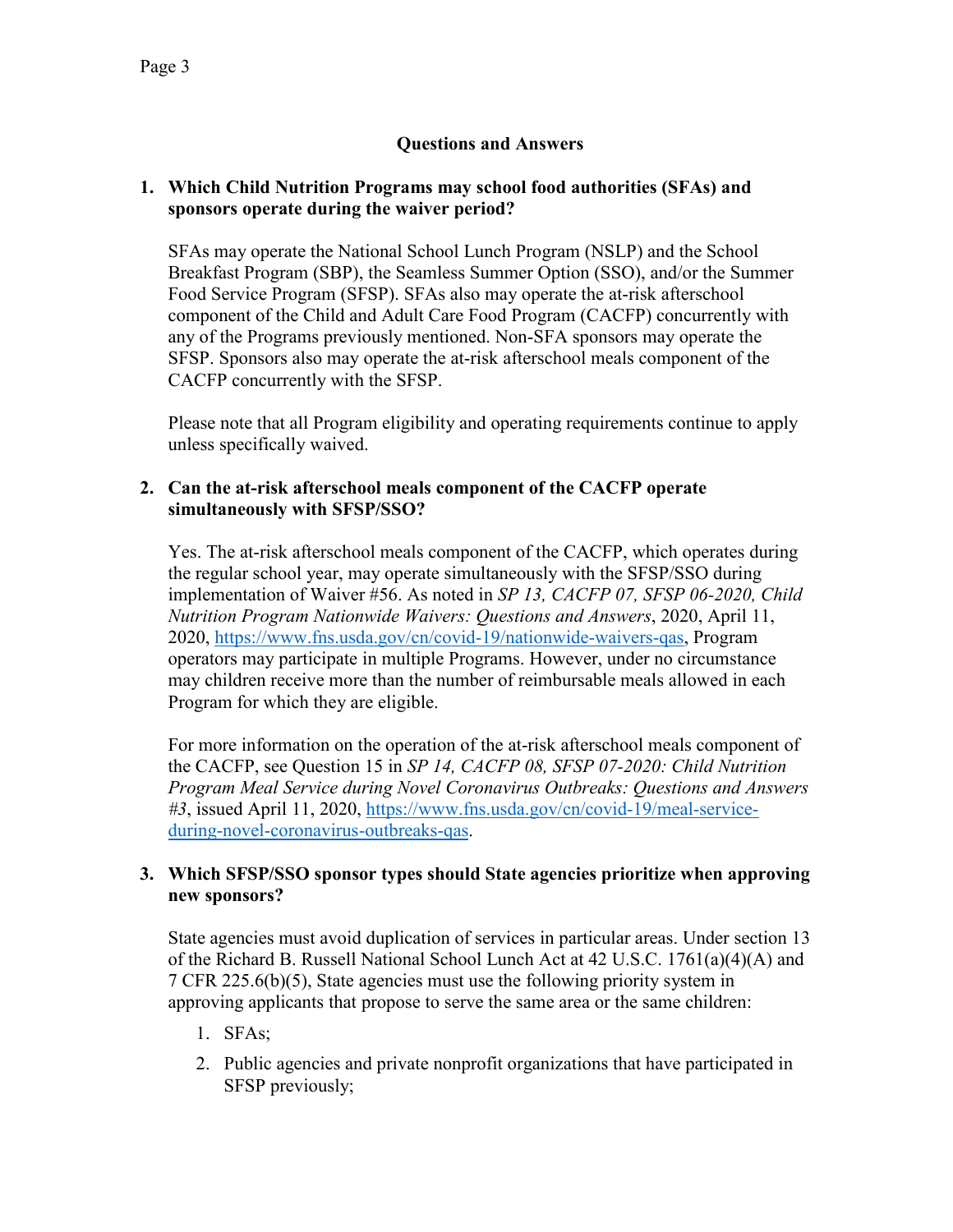## Questions and Answers

1. **Which Child Nutrition Programs may school food authorities (SFAs) and sponsors operate during the waiver period?**

   SFAs may operate the National School Lunch Program (NSLP) and the School Breakfast Program (SBP), the Seamless Summer Option (SSO), and/or the Summer Food Service Program (SFSP). SFAs also may operate the at-risk afterschool component of the Child and Adult Care Food Program (CACFP) concurrently with any of the Programs previously mentioned. Non-SFA sponsors may operate the SFSP. Sponsors also may operate the at-risk afterschool meals component of the CACFP concurrently with the SFSP.

   Please note that all Program eligibility and operating requirements continue to apply unless specifically waived.

2. **Can the at-risk afterschool meals component of the CACFP operate simultaneously with SFSP/SSO?**

   Yes. The at-risk afterschool meals component of the CACFP, which operates during the regular school year, may operate simultaneously with the SFSP/SSO during implementation of Waiver #56. As noted in *SP 13, CACFP 07, SFSP 06-2020, Child Nutrition Program Nationwide Waivers: Questions and Answers*, 2020, April 11, 2020, https://www.fns.usda.gov/cn/covid-19/nationwide-waivers-qas, Program operators may participate in multiple Programs. However, under no circumstance may children receive more than the number of reimbursable meals allowed in each Program for which they are eligible.

   For more information on the operation of the at-risk afterschool meals component of the CACFP, see Question 15 in *SP 14, CACFP 08, SFSP 07-2020: Child Nutrition Program Meal Service during Novel Coronavirus Outbreaks: Questions and Answers #3*, issued April 11, 2020, https://www.fns.usda.gov/cn/covid-19/meal-service-during-novel-coronavirus-outbreaks-qas.

3. **Which SFSP/SSO sponsor types should State agencies prioritize when approving new sponsors?**

   State agencies must avoid duplication of services in particular areas. Under section 13 of the Richard B. Russell National School Lunch Act at 42 U.S.C. 1761(a)(4)(A) and 7 CFR 225.6(b)(5), State agencies must use the following priority system in approving applicants that propose to serve the same area or the same children:

   1. SFAs;
   2. Public agencies and private nonprofit organizations that have participated in SFSP previously;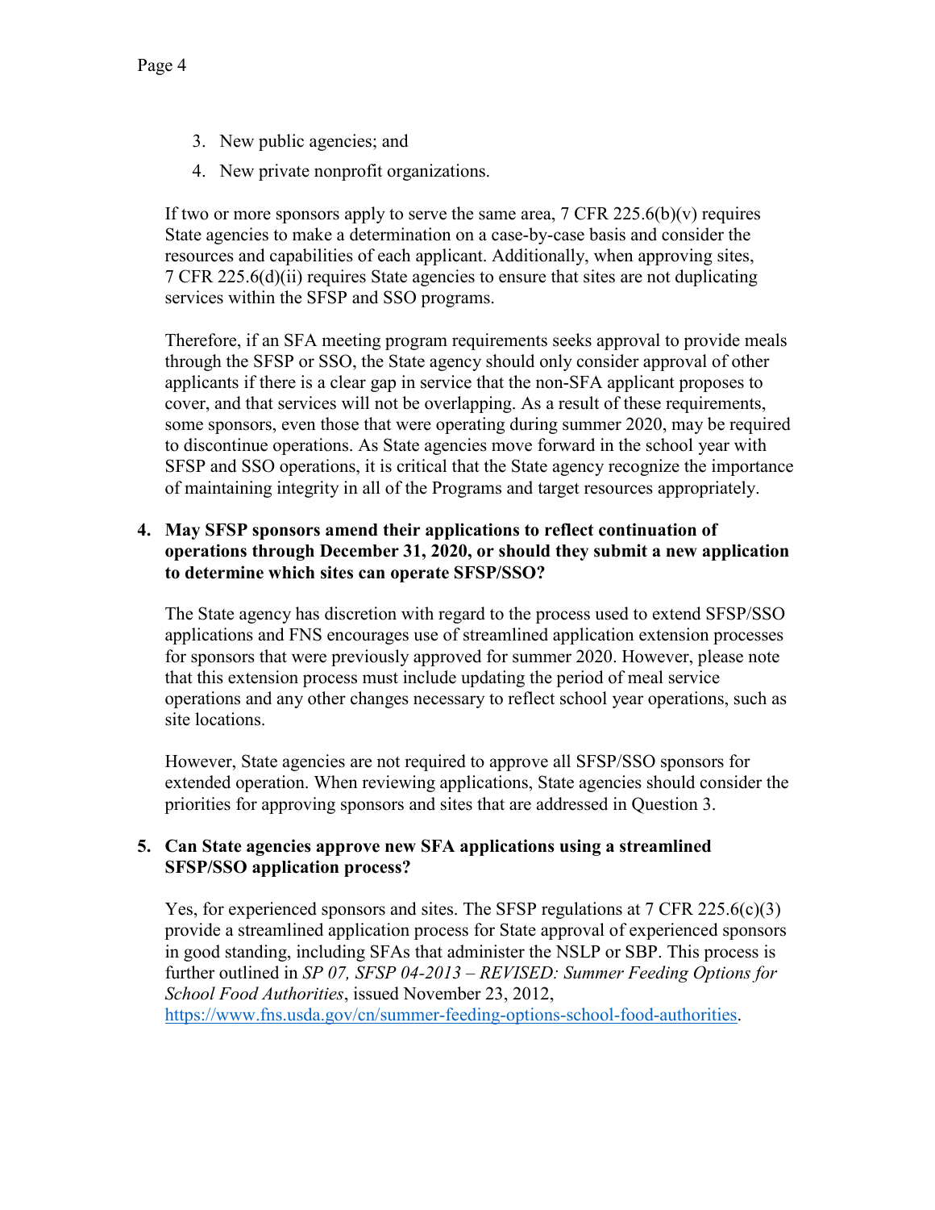3. New public agencies; and
4. New private nonprofit organizations.

If two or more sponsors apply to serve the same area, 7 CFR 225.6(b)(v) requires State agencies to make a determination on a case-by-case basis and consider the resources and capabilities of each applicant. Additionally, when approving sites, 7 CFR 225.6(d)(ii) requires State agencies to ensure that sites are not duplicating services within the SFSP and SSO programs.

Therefore, if an SFA meeting program requirements seeks approval to provide meals through the SFSP or SSO, the State agency should only consider approval of other applicants if there is a clear gap in service that the non-SFA applicant proposes to cover, and that services will not be overlapping. As a result of these requirements, some sponsors, even those that were operating during summer 2020, may be required to discontinue operations. As State agencies move forward in the school year with SFSP and SSO operations, it is critical that the State agency recognize the importance of maintaining integrity in all of the Programs and target resources appropriately.

**4. May SFSP sponsors amend their applications to reflect continuation of operations through December 31, 2020, or should they submit a new application to determine which sites can operate SFSP/SSO?**

The State agency has discretion with regard to the process used to extend SFSP/SSO applications and FNS encourages use of streamlined application extension processes for sponsors that were previously approved for summer 2020. However, please note that this extension process must include updating the period of meal service operations and any other changes necessary to reflect school year operations, such as site locations.

However, State agencies are not required to approve all SFSP/SSO sponsors for extended operation. When reviewing applications, State agencies should consider the priorities for approving sponsors and sites that are addressed in Question 3.

**5. Can State agencies approve new SFA applications using a streamlined SFSP/SSO application process?**

Yes, for experienced sponsors and sites. The SFSP regulations at 7 CFR 225.6(c)(3) provide a streamlined application process for State approval of experienced sponsors in good standing, including SFAs that administer the NSLP or SBP. This process is further outlined in *SP 07, SFSP 04-2013 – REVISED: Summer Feeding Options for School Food Authorities*, issued November 23, 2012, https://www.fns.usda.gov/cn/summer-feeding-options-school-food-authorities.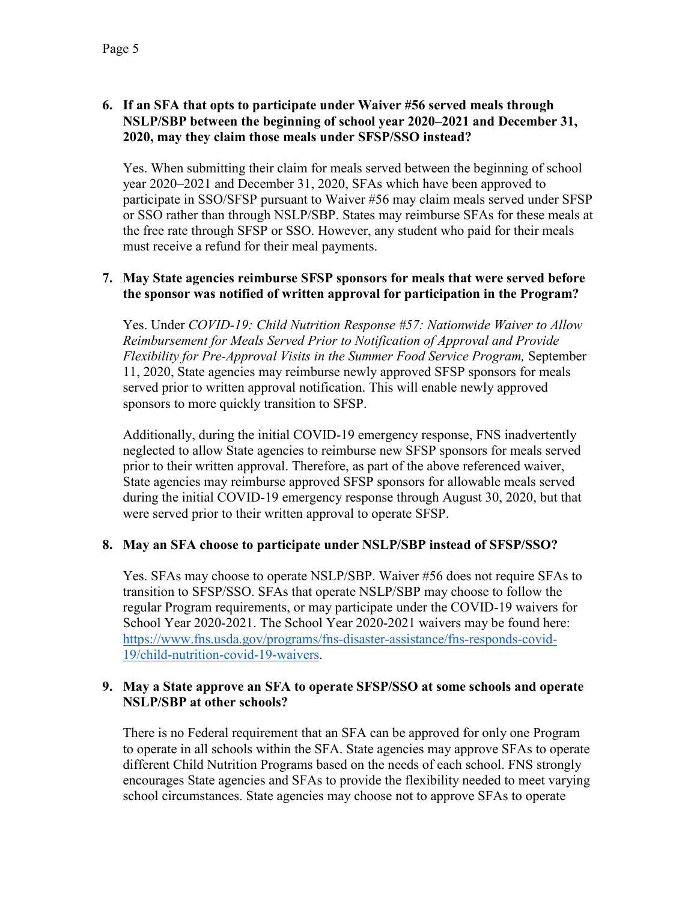**6. If an SFA that opts to participate under Waiver #56 served meals through NSLP/SBP between the beginning of school year 2020–2021 and December 31, 2020, may they claim those meals under SFSP/SSO instead?**

Yes. When submitting their claim for meals served between the beginning of school year 2020–2021 and December 31, 2020, SFAs which have been approved to participate in SSO/SFSP pursuant to Waiver #56 may claim meals served under SFSP or SSO rather than through NSLP/SBP. States may reimburse SFAs for these meals at the free rate through SFSP or SSO. However, any student who paid for their meals must receive a refund for their meal payments.

**7. May State agencies reimburse SFSP sponsors for meals that were served before the sponsor was notified of written approval for participation in the Program?**

Yes. Under *COVID-19: Child Nutrition Response #57: Nationwide Waiver to Allow Reimbursement for Meals Served Prior to Notification of Approval and Provide Flexibility for Pre-Approval Visits in the Summer Food Service Program,* September 11, 2020, State agencies may reimburse newly approved SFSP sponsors for meals served prior to written approval notification. This will enable newly approved sponsors to more quickly transition to SFSP.

Additionally, during the initial COVID-19 emergency response, FNS inadvertently neglected to allow State agencies to reimburse new SFSP sponsors for meals served prior to their written approval. Therefore, as part of the above referenced waiver, State agencies may reimburse approved SFSP sponsors for allowable meals served during the initial COVID-19 emergency response through August 30, 2020, but that were served prior to their written approval to operate SFSP.

**8. May an SFA choose to participate under NSLP/SBP instead of SFSP/SSO?**

Yes. SFAs may choose to operate NSLP/SBP. Waiver #56 does not require SFAs to transition to SFSP/SSO. SFAs that operate NSLP/SBP may choose to follow the regular Program requirements, or may participate under the COVID-19 waivers for School Year 2020-2021. The School Year 2020-2021 waivers may be found here: [https://www.fns.usda.gov/programs/fns-disaster-assistance/fns-responds-covid-19/child-nutrition-covid-19-waivers](https://www.fns.usda.gov/programs/fns-disaster-assistance/fns-responds-covid-19/child-nutrition-covid-19-waivers).

**9. May a State approve an SFA to operate SFSP/SSO at some schools and operate NSLP/SBP at other schools?**

There is no Federal requirement that an SFA can be approved for only one Program to operate in all schools within the SFA. State agencies may approve SFAs to operate different Child Nutrition Programs based on the needs of each school. FNS strongly encourages State agencies and SFAs to provide the flexibility needed to meet varying school circumstances. State agencies may choose not to approve SFAs to operate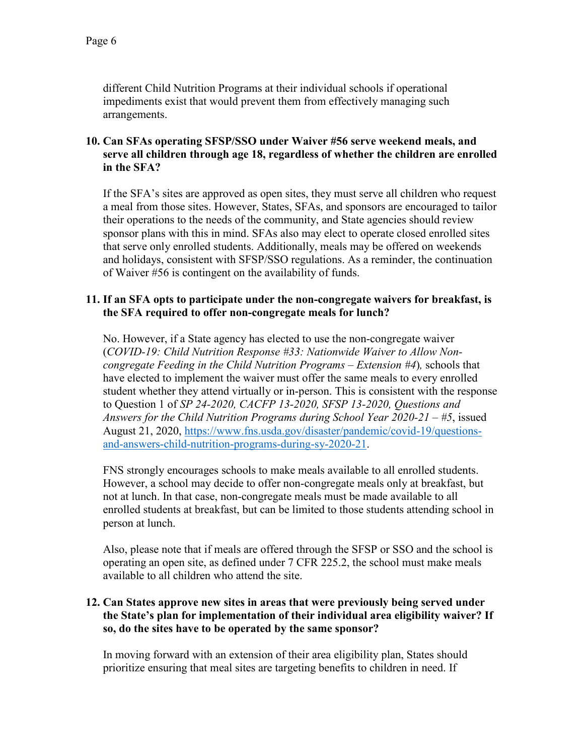different Child Nutrition Programs at their individual schools if operational impediments exist that would prevent them from effectively managing such arrangements.

**10. Can SFAs operating SFSP/SSO under Waiver #56 serve weekend meals, and serve all children through age 18, regardless of whether the children are enrolled in the SFA?**

If the SFA's sites are approved as open sites, they must serve all children who request a meal from those sites. However, States, SFAs, and sponsors are encouraged to tailor their operations to the needs of the community, and State agencies should review sponsor plans with this in mind. SFAs also may elect to operate closed enrolled sites that serve only enrolled students. Additionally, meals may be offered on weekends and holidays, consistent with SFSP/SSO regulations. As a reminder, the continuation of Waiver #56 is contingent on the availability of funds.

**11. If an SFA opts to participate under the non-congregate waivers for breakfast, is the SFA required to offer non-congregate meals for lunch?**

No. However, if a State agency has elected to use the non-congregate waiver (*COVID-19: Child Nutrition Response #33: Nationwide Waiver to Allow Non-congregate Feeding in the Child Nutrition Programs – Extension #4*), schools that have elected to implement the waiver must offer the same meals to every enrolled student whether they attend virtually or in-person. This is consistent with the response to Question 1 of *SP 24-2020, CACFP 13-2020, SFSP 13-2020, Questions and Answers for the Child Nutrition Programs during School Year 2020-21 – #5*, issued August 21, 2020, [https://www.fns.usda.gov/disaster/pandemic/covid-19/questions-and-answers-child-nutrition-programs-during-sy-2020-21](https://www.fns.usda.gov/disaster/pandemic/covid-19/questions-and-answers-child-nutrition-programs-during-sy-2020-21).

FNS strongly encourages schools to make meals available to all enrolled students. However, a school may decide to offer non-congregate meals only at breakfast, but not at lunch. In that case, non-congregate meals must be made available to all enrolled students at breakfast, but can be limited to those students attending school in person at lunch.

Also, please note that if meals are offered through the SFSP or SSO and the school is operating an open site, as defined under 7 CFR 225.2, the school must make meals available to all children who attend the site.

**12. Can States approve new sites in areas that were previously being served under the State's plan for implementation of their individual area eligibility waiver? If so, do the sites have to be operated by the same sponsor?**

In moving forward with an extension of their area eligibility plan, States should prioritize ensuring that meal sites are targeting benefits to children in need. If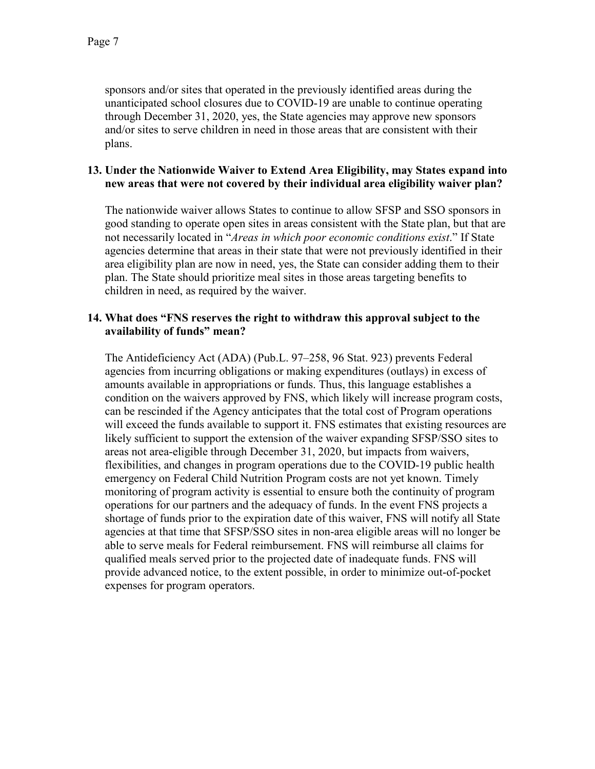sponsors and/or sites that operated in the previously identified areas during the unanticipated school closures due to COVID-19 are unable to continue operating through December 31, 2020, yes, the State agencies may approve new sponsors and/or sites to serve children in need in those areas that are consistent with their plans.

**13. Under the Nationwide Waiver to Extend Area Eligibility, may States expand into new areas that were not covered by their individual area eligibility waiver plan?**

The nationwide waiver allows States to continue to allow SFSP and SSO sponsors in good standing to operate open sites in areas consistent with the State plan, but that are not necessarily located in "*Areas in which poor economic conditions exist*." If State agencies determine that areas in their state that were not previously identified in their area eligibility plan are now in need, yes, the State can consider adding them to their plan. The State should prioritize meal sites in those areas targeting benefits to children in need, as required by the waiver.

**14. What does "FNS reserves the right to withdraw this approval subject to the availability of funds" mean?**

The Antideficiency Act (ADA) (Pub.L. 97–258, 96 Stat. 923) prevents Federal agencies from incurring obligations or making expenditures (outlays) in excess of amounts available in appropriations or funds. Thus, this language establishes a condition on the waivers approved by FNS, which likely will increase program costs, can be rescinded if the Agency anticipates that the total cost of Program operations will exceed the funds available to support it. FNS estimates that existing resources are likely sufficient to support the extension of the waiver expanding SFSP/SSO sites to areas not area-eligible through December 31, 2020, but impacts from waivers, flexibilities, and changes in program operations due to the COVID-19 public health emergency on Federal Child Nutrition Program costs are not yet known. Timely monitoring of program activity is essential to ensure both the continuity of program operations for our partners and the adequacy of funds. In the event FNS projects a shortage of funds prior to the expiration date of this waiver, FNS will notify all State agencies at that time that SFSP/SSO sites in non-area eligible areas will no longer be able to serve meals for Federal reimbursement. FNS will reimburse all claims for qualified meals served prior to the projected date of inadequate funds. FNS will provide advanced notice, to the extent possible, in order to minimize out-of-pocket expenses for program operators.